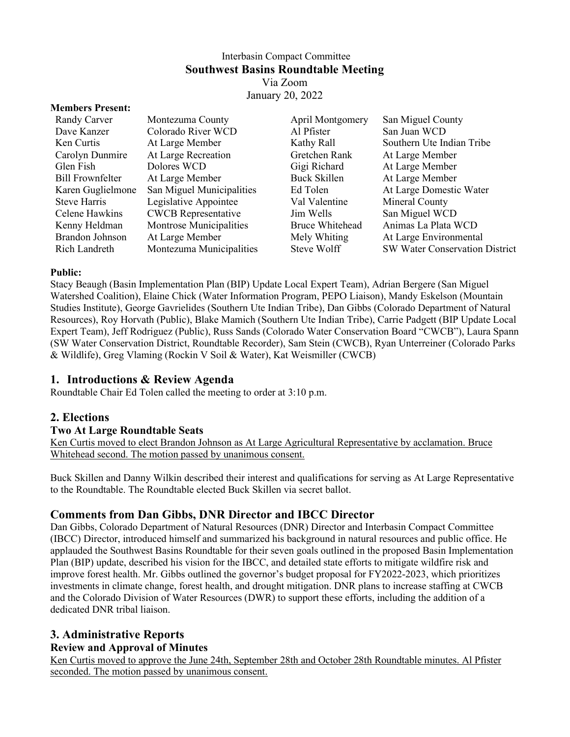Interbasin Compact Committee

# Southwest Basins Roundtable Meeting

Via Zoom

January 20, 2022

**Members Present:**

| | | | |
|---|---|---|---|
| Randy Carver | Montezuma County | April Montgomery | San Miguel County |
| Dave Kanzer | Colorado River WCD | Al Pfister | San Juan WCD |
| Ken Curtis | At Large Member | Kathy Rall | Southern Ute Indian Tribe |
| Carolyn Dunmire | At Large Recreation | Gretchen Rank | At Large Member |
| Glen Fish | Dolores WCD | Gigi Richard | At Large Member |
| Bill Frownfelter | At Large Member | Buck Skillen | At Large Member |
| Karen Guglielmone | San Miguel Municipalities | Ed Tolen | At Large Domestic Water |
| Steve Harris | Legislative Appointee | Val Valentine | Mineral County |
| Celene Hawkins | CWCB Representative | Jim Wells | San Miguel WCD |
| Kenny Heldman | Montrose Municipalities | Bruce Whitehead | Animas La Plata WCD |
| Brandon Johnson | At Large Member | Mely Whiting | At Large Environmental |
| Rich Landreth | Montezuma Municipalities | Steve Wolff | SW Water Conservation District |

**Public:**

Stacy Beaugh (Basin Implementation Plan (BIP) Update Local Expert Team), Adrian Bergere (San Miguel Watershed Coalition), Elaine Chick (Water Information Program, PEPO Liaison), Mandy Eskelson (Mountain Studies Institute), George Gavrielides (Southern Ute Indian Tribe), Dan Gibbs (Colorado Department of Natural Resources), Roy Horvath (Public), Blake Mamich (Southern Ute Indian Tribe), Carrie Padgett (BIP Update Local Expert Team), Jeff Rodriguez (Public), Russ Sands (Colorado Water Conservation Board "CWCB"), Laura Spann (SW Water Conservation District, Roundtable Recorder), Sam Stein (CWCB), Ryan Unterreiner (Colorado Parks & Wildlife), Greg Vlaming (Rockin V Soil & Water), Kat Weismiller (CWCB)

## 1. Introductions & Review Agenda

Roundtable Chair Ed Tolen called the meeting to order at 3:10 p.m.

## 2. Elections

### Two At Large Roundtable Seats

<u>Ken Curtis moved to elect Brandon Johnson as At Large Agricultural Representative by acclamation. Bruce Whitehead second. The motion passed by unanimous consent.</u>

Buck Skillen and Danny Wilkin described their interest and qualifications for serving as At Large Representative to the Roundtable. The Roundtable elected Buck Skillen via secret ballot.

## Comments from Dan Gibbs, DNR Director and IBCC Director

Dan Gibbs, Colorado Department of Natural Resources (DNR) Director and Interbasin Compact Committee (IBCC) Director, introduced himself and summarized his background in natural resources and public office. He applauded the Southwest Basins Roundtable for their seven goals outlined in the proposed Basin Implementation Plan (BIP) update, described his vision for the IBCC, and detailed state efforts to mitigate wildfire risk and improve forest health. Mr. Gibbs outlined the governor's budget proposal for FY2022-2023, which prioritizes investments in climate change, forest health, and drought mitigation. DNR plans to increase staffing at CWCB and the Colorado Division of Water Resources (DWR) to support these efforts, including the addition of a dedicated DNR tribal liaison.

## 3. Administrative Reports

### Review and Approval of Minutes

<u>Ken Curtis moved to approve the June 24th, September 28th and October 28th Roundtable minutes. Al Pfister seconded. The motion passed by unanimous consent.</u>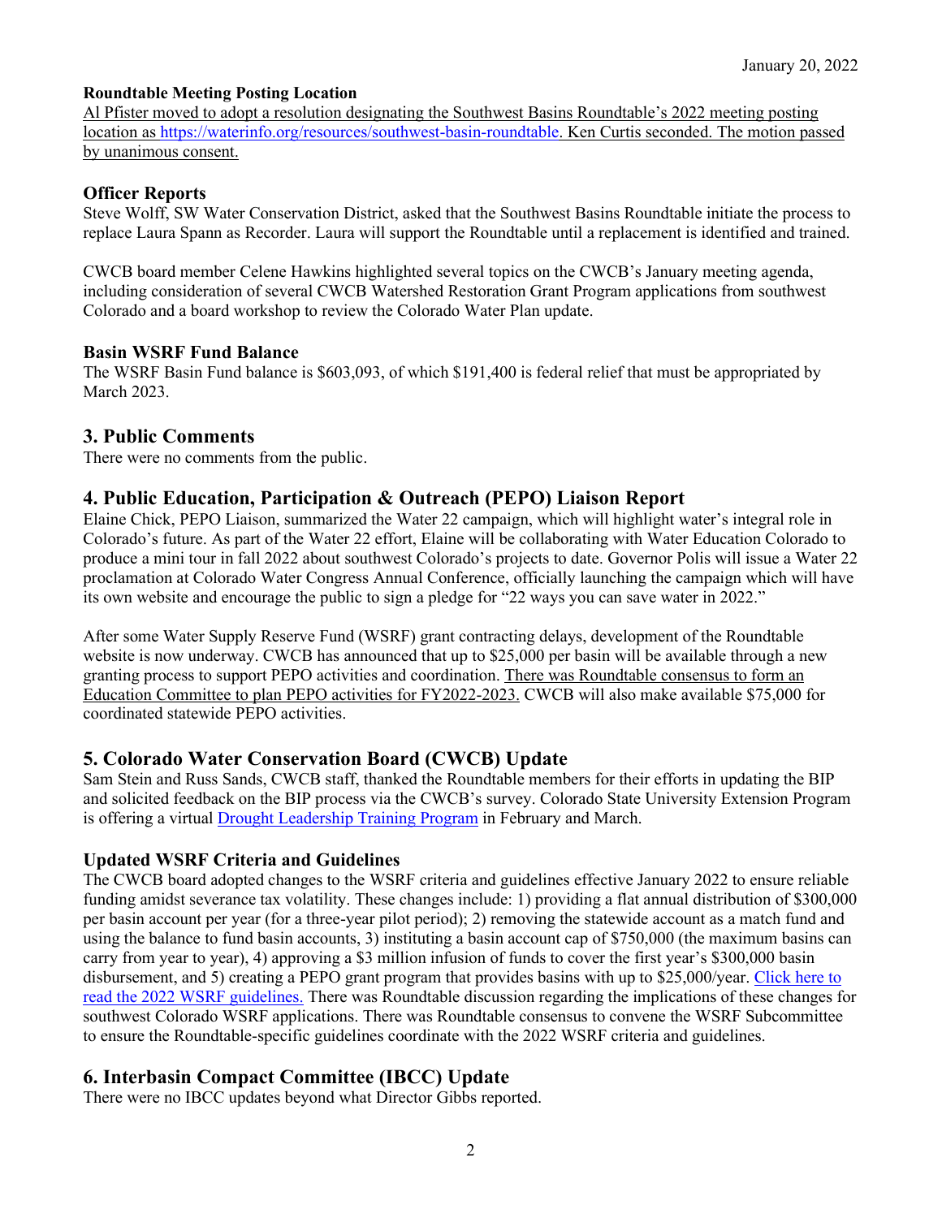**Roundtable Meeting Posting Location**

Al Pfister moved to adopt a resolution designating the Southwest Basins Roundtable's 2022 meeting posting location as https://waterinfo.org/resources/southwest-basin-roundtable. Ken Curtis seconded. The motion passed by unanimous consent.

### Officer Reports

Steve Wolff, SW Water Conservation District, asked that the Southwest Basins Roundtable initiate the process to replace Laura Spann as Recorder. Laura will support the Roundtable until a replacement is identified and trained.

CWCB board member Celene Hawkins highlighted several topics on the CWCB's January meeting agenda, including consideration of several CWCB Watershed Restoration Grant Program applications from southwest Colorado and a board workshop to review the Colorado Water Plan update.

### Basin WSRF Fund Balance

The WSRF Basin Fund balance is $603,093, of which $191,400 is federal relief that must be appropriated by March 2023.

## 3. Public Comments

There were no comments from the public.

## 4. Public Education, Participation & Outreach (PEPO) Liaison Report

Elaine Chick, PEPO Liaison, summarized the Water 22 campaign, which will highlight water's integral role in Colorado's future. As part of the Water 22 effort, Elaine will be collaborating with Water Education Colorado to produce a mini tour in fall 2022 about southwest Colorado's projects to date. Governor Polis will issue a Water 22 proclamation at Colorado Water Congress Annual Conference, officially launching the campaign which will have its own website and encourage the public to sign a pledge for "22 ways you can save water in 2022."

After some Water Supply Reserve Fund (WSRF) grant contracting delays, development of the Roundtable website is now underway. CWCB has announced that up to $25,000 per basin will be available through a new granting process to support PEPO activities and coordination. There was Roundtable consensus to form an Education Committee to plan PEPO activities for FY2022-2023. CWCB will also make available $75,000 for coordinated statewide PEPO activities.

## 5. Colorado Water Conservation Board (CWCB) Update

Sam Stein and Russ Sands, CWCB staff, thanked the Roundtable members for their efforts in updating the BIP and solicited feedback on the BIP process via the CWCB's survey. Colorado State University Extension Program is offering a virtual Drought Leadership Training Program in February and March.

### Updated WSRF Criteria and Guidelines

The CWCB board adopted changes to the WSRF criteria and guidelines effective January 2022 to ensure reliable funding amidst severance tax volatility. These changes include: 1) providing a flat annual distribution of $300,000 per basin account per year (for a three-year pilot period); 2) removing the statewide account as a match fund and using the balance to fund basin accounts, 3) instituting a basin account cap of $750,000 (the maximum basins can carry from year to year), 4) approving a $3 million infusion of funds to cover the first year's $300,000 basin disbursement, and 5) creating a PEPO grant program that provides basins with up to $25,000/year. Click here to read the 2022 WSRF guidelines. There was Roundtable discussion regarding the implications of these changes for southwest Colorado WSRF applications. There was Roundtable consensus to convene the WSRF Subcommittee to ensure the Roundtable-specific guidelines coordinate with the 2022 WSRF criteria and guidelines.

## 6. Interbasin Compact Committee (IBCC) Update

There were no IBCC updates beyond what Director Gibbs reported.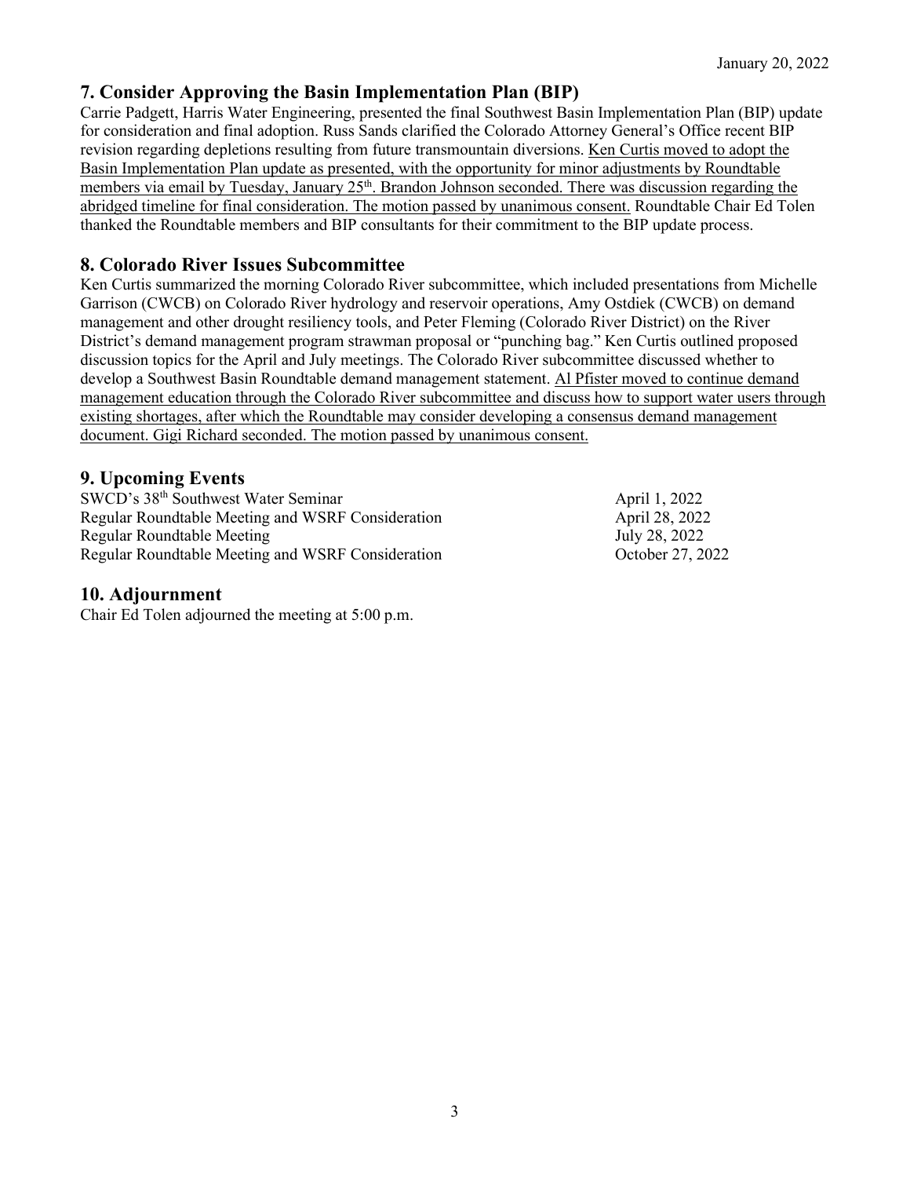## 7. Consider Approving the Basin Implementation Plan (BIP)

Carrie Padgett, Harris Water Engineering, presented the final Southwest Basin Implementation Plan (BIP) update for consideration and final adoption. Russ Sands clarified the Colorado Attorney General's Office recent BIP revision regarding depletions resulting from future transmountain diversions. Ken Curtis moved to adopt the Basin Implementation Plan update as presented, with the opportunity for minor adjustments by Roundtable members via email by Tuesday, January 25th. Brandon Johnson seconded. There was discussion regarding the abridged timeline for final consideration. The motion passed by unanimous consent. Roundtable Chair Ed Tolen thanked the Roundtable members and BIP consultants for their commitment to the BIP update process.

## 8. Colorado River Issues Subcommittee

Ken Curtis summarized the morning Colorado River subcommittee, which included presentations from Michelle Garrison (CWCB) on Colorado River hydrology and reservoir operations, Amy Ostdiek (CWCB) on demand management and other drought resiliency tools, and Peter Fleming (Colorado River District) on the River District's demand management program strawman proposal or "punching bag." Ken Curtis outlined proposed discussion topics for the April and July meetings. The Colorado River subcommittee discussed whether to develop a Southwest Basin Roundtable demand management statement. Al Pfister moved to continue demand management education through the Colorado River subcommittee and discuss how to support water users through existing shortages, after which the Roundtable may consider developing a consensus demand management document. Gigi Richard seconded. The motion passed by unanimous consent.

## 9. Upcoming Events

| | |
|---|---|
| SWCD's 38th Southwest Water Seminar | April 1, 2022 |
| Regular Roundtable Meeting and WSRF Consideration | April 28, 2022 |
| Regular Roundtable Meeting | July 28, 2022 |
| Regular Roundtable Meeting and WSRF Consideration | October 27, 2022 |

## 10. Adjournment

Chair Ed Tolen adjourned the meeting at 5:00 p.m.